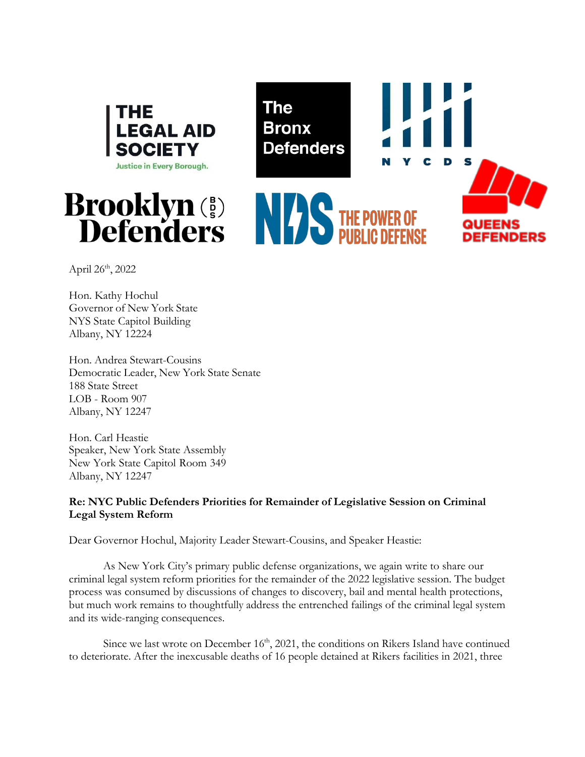THE LEGAL AID SOCIETY
Justice in Every Borough.

The Bronx Defenders

NYCDS

Brooklyn Defenders

NDS THE POWER OF PUBLIC DEFENSE

QUEENS DEFENDERS

April 26th, 2022

Hon. Kathy Hochul
Governor of New York State
NYS State Capitol Building
Albany, NY 12224

Hon. Andrea Stewart-Cousins
Democratic Leader, New York State Senate
188 State Street
LOB - Room 907
Albany, NY 12247

Hon. Carl Heastie
Speaker, New York State Assembly
New York State Capitol Room 349
Albany, NY 12247

**Re: NYC Public Defenders Priorities for Remainder of Legislative Session on Criminal Legal System Reform**

Dear Governor Hochul, Majority Leader Stewart-Cousins, and Speaker Heastie:

As New York City's primary public defense organizations, we again write to share our criminal legal system reform priorities for the remainder of the 2022 legislative session. The budget process was consumed by discussions of changes to discovery, bail and mental health protections, but much work remains to thoughtfully address the entrenched failings of the criminal legal system and its wide-ranging consequences.

Since we last wrote on December 16th, 2021, the conditions on Rikers Island have continued to deteriorate. After the inexcusable deaths of 16 people detained at Rikers facilities in 2021, three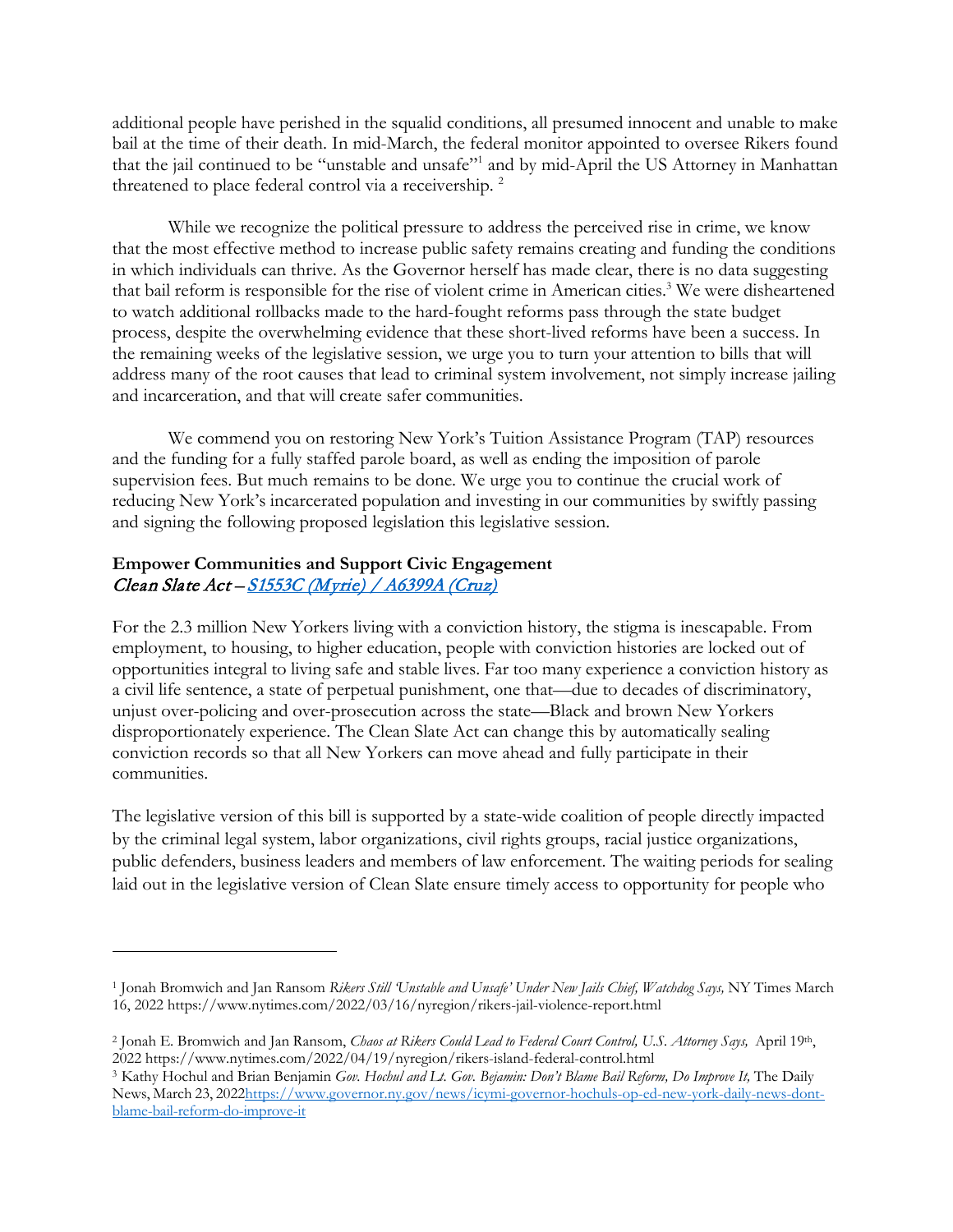additional people have perished in the squalid conditions, all presumed innocent and unable to make bail at the time of their death. In mid-March, the federal monitor appointed to oversee Rikers found that the jail continued to be "unstable and unsafe"[1] and by mid-April the US Attorney in Manhattan threatened to place federal control via a receivership.[2]

While we recognize the political pressure to address the perceived rise in crime, we know that the most effective method to increase public safety remains creating and funding the conditions in which individuals can thrive. As the Governor herself has made clear, there is no data suggesting that bail reform is responsible for the rise of violent crime in American cities.[3] We were disheartened to watch additional rollbacks made to the hard-fought reforms pass through the state budget process, despite the overwhelming evidence that these short-lived reforms have been a success. In the remaining weeks of the legislative session, we urge you to turn your attention to bills that will address many of the root causes that lead to criminal system involvement, not simply increase jailing and incarceration, and that will create safer communities.

We commend you on restoring New York's Tuition Assistance Program (TAP) resources and the funding for a fully staffed parole board, as well as ending the imposition of parole supervision fees. But much remains to be done. We urge you to continue the crucial work of reducing New York's incarcerated population and investing in our communities by swiftly passing and signing the following proposed legislation this legislative session.

**Empower Communities and Support Civic Engagement**
*Clean Slate Act – S1553C (Myrie) / A6399A (Cruz)*

For the 2.3 million New Yorkers living with a conviction history, the stigma is inescapable. From employment, to housing, to higher education, people with conviction histories are locked out of opportunities integral to living safe and stable lives. Far too many experience a conviction history as a civil life sentence, a state of perpetual punishment, one that—due to decades of discriminatory, unjust over-policing and over-prosecution across the state—Black and brown New Yorkers disproportionately experience. The Clean Slate Act can change this by automatically sealing conviction records so that all New Yorkers can move ahead and fully participate in their communities.

The legislative version of this bill is supported by a state-wide coalition of people directly impacted by the criminal legal system, labor organizations, civil rights groups, racial justice organizations, public defenders, business leaders and members of law enforcement. The waiting periods for sealing laid out in the legislative version of Clean Slate ensure timely access to opportunity for people who

---

[1] Jonah Bromwich and Jan Ransom *Rikers Still 'Unstable and Unsafe' Under New Jails Chief, Watchdog Says,* NY Times March 16, 2022 https://www.nytimes.com/2022/03/16/nyregion/rikers-jail-violence-report.html

[2] Jonah E. Bromwich and Jan Ransom, *Chaos at Rikers Could Lead to Federal Court Control, U.S. Attorney Says,* April 19th, 2022 https://www.nytimes.com/2022/04/19/nyregion/rikers-island-federal-control.html

[3] Kathy Hochul and Brian Benjamin *Gov. Hochul and Lt. Gov. Bejamin: Don't Blame Bail Reform, Do Improve It,* The Daily News, March 23, 2022https://www.governor.ny.gov/news/icymi-governor-hochuls-op-ed-new-york-daily-news-dont-blame-bail-reform-do-improve-it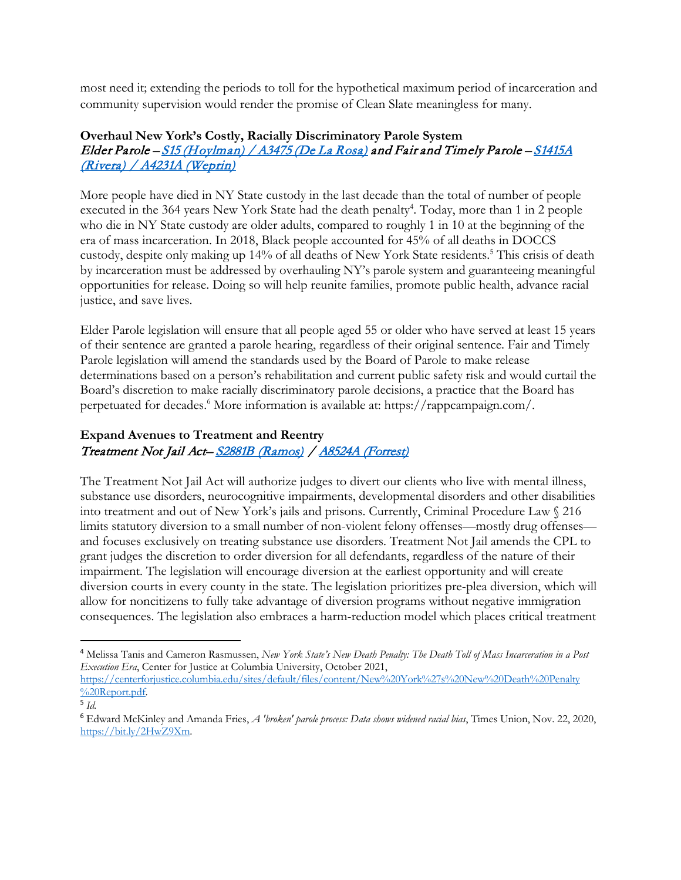most need it; extending the periods to toll for the hypothetical maximum period of incarceration and community supervision would render the promise of Clean Slate meaningless for many.

**Overhaul New York's Costly, Racially Discriminatory Parole System**
***Elder Parole – [S15 (Hoylman) / A3475 (De La Rosa)] and Fair and Timely Parole – [S1415A (Rivera) / A4231A (Weprin)]***

More people have died in NY State custody in the last decade than the total of number of people executed in the 364 years New York State had the death penalty[4]. Today, more than 1 in 2 people who die in NY State custody are older adults, compared to roughly 1 in 10 at the beginning of the era of mass incarceration. In 2018, Black people accounted for 45% of all deaths in DOCCS custody, despite only making up 14% of all deaths of New York State residents.[5] This crisis of death by incarceration must be addressed by overhauling NY's parole system and guaranteeing meaningful opportunities for release. Doing so will help reunite families, promote public health, advance racial justice, and save lives.

Elder Parole legislation will ensure that all people aged 55 or older who have served at least 15 years of their sentence are granted a parole hearing, regardless of their original sentence. Fair and Timely Parole legislation will amend the standards used by the Board of Parole to make release determinations based on a person's rehabilitation and current public safety risk and would curtail the Board's discretion to make racially discriminatory parole decisions, a practice that the Board has perpetuated for decades.[6] More information is available at: https://rappcampaign.com/.

**Expand Avenues to Treatment and Reentry**
***Treatment Not Jail Act– [S2881B (Ramos)] / [A8524A (Forrest)]***

The Treatment Not Jail Act will authorize judges to divert our clients who live with mental illness, substance use disorders, neurocognitive impairments, developmental disorders and other disabilities into treatment and out of New York's jails and prisons. Currently, Criminal Procedure Law § 216 limits statutory diversion to a small number of non-violent felony offenses—mostly drug offenses—and focuses exclusively on treating substance use disorders. Treatment Not Jail amends the CPL to grant judges the discretion to order diversion for all defendants, regardless of the nature of their impairment. The legislation will encourage diversion at the earliest opportunity and will create diversion courts in every county in the state. The legislation prioritizes pre-plea diversion, which will allow for noncitizens to fully take advantage of diversion programs without negative immigration consequences. The legislation also embraces a harm-reduction model which places critical treatment

---

[4] Melissa Tanis and Cameron Rasmussen, *New York State's New Death Penalty: The Death Toll of Mass Incarceration in a Post Execution Era*, Center for Justice at Columbia University, October 2021, https://centerforjustice.columbia.edu/sites/default/files/content/New%20York%27s%20New%20Death%20Penalty%20Report.pdf.

[5] *Id.*

[6] Edward McKinley and Amanda Fries, *A 'broken' parole process: Data shows widened racial bias*, Times Union, Nov. 22, 2020, https://bit.ly/2HwZ9Xm.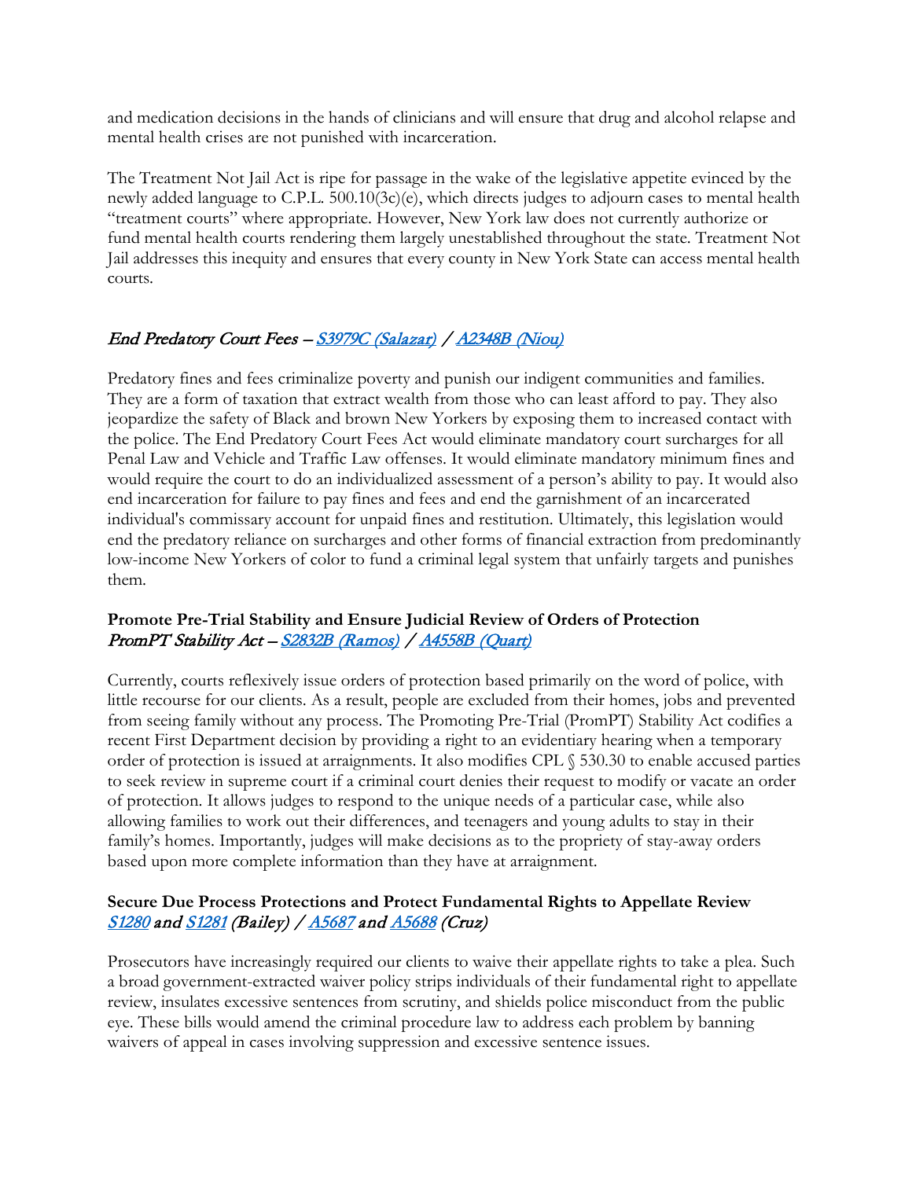and medication decisions in the hands of clinicians and will ensure that drug and alcohol relapse and mental health crises are not punished with incarceration.

The Treatment Not Jail Act is ripe for passage in the wake of the legislative appetite evinced by the newly added language to C.P.L. 500.10(3c)(e), which directs judges to adjourn cases to mental health "treatment courts" where appropriate. However, New York law does not currently authorize or fund mental health courts rendering them largely unestablished throughout the state. Treatment Not Jail addresses this inequity and ensures that every county in New York State can access mental health courts.

### *End Predatory Court Fees – [S3979C (Salazar)](#) / [A2348B (Niou)](#)*

Predatory fines and fees criminalize poverty and punish our indigent communities and families. They are a form of taxation that extract wealth from those who can least afford to pay. They also jeopardize the safety of Black and brown New Yorkers by exposing them to increased contact with the police. The End Predatory Court Fees Act would eliminate mandatory court surcharges for all Penal Law and Vehicle and Traffic Law offenses. It would eliminate mandatory minimum fines and would require the court to do an individualized assessment of a person's ability to pay. It would also end incarceration for failure to pay fines and fees and end the garnishment of an incarcerated individual's commissary account for unpaid fines and restitution. Ultimately, this legislation would end the predatory reliance on surcharges and other forms of financial extraction from predominantly low-income New Yorkers of color to fund a criminal legal system that unfairly targets and punishes them.

### **Promote Pre-Trial Stability and Ensure Judicial Review of Orders of Protection**
*PromPT Stability Act – [S2832B (Ramos)](#) / [A4558B (Quart)](#)*

Currently, courts reflexively issue orders of protection based primarily on the word of police, with little recourse for our clients. As a result, people are excluded from their homes, jobs and prevented from seeing family without any process. The Promoting Pre-Trial (PromPT) Stability Act codifies a recent First Department decision by providing a right to an evidentiary hearing when a temporary order of protection is issued at arraignments. It also modifies CPL § 530.30 to enable accused parties to seek review in supreme court if a criminal court denies their request to modify or vacate an order of protection. It allows judges to respond to the unique needs of a particular case, while also allowing families to work out their differences, and teenagers and young adults to stay in their family's homes. Importantly, judges will make decisions as to the propriety of stay-away orders based upon more complete information than they have at arraignment.

### **Secure Due Process Protections and Protect Fundamental Rights to Appellate Review**
*[S1280](#) and [S1281](#) (Bailey) / [A5687](#) and [A5688](#) (Cruz)*

Prosecutors have increasingly required our clients to waive their appellate rights to take a plea. Such a broad government-extracted waiver policy strips individuals of their fundamental right to appellate review, insulates excessive sentences from scrutiny, and shields police misconduct from the public eye. These bills would amend the criminal procedure law to address each problem by banning waivers of appeal in cases involving suppression and excessive sentence issues.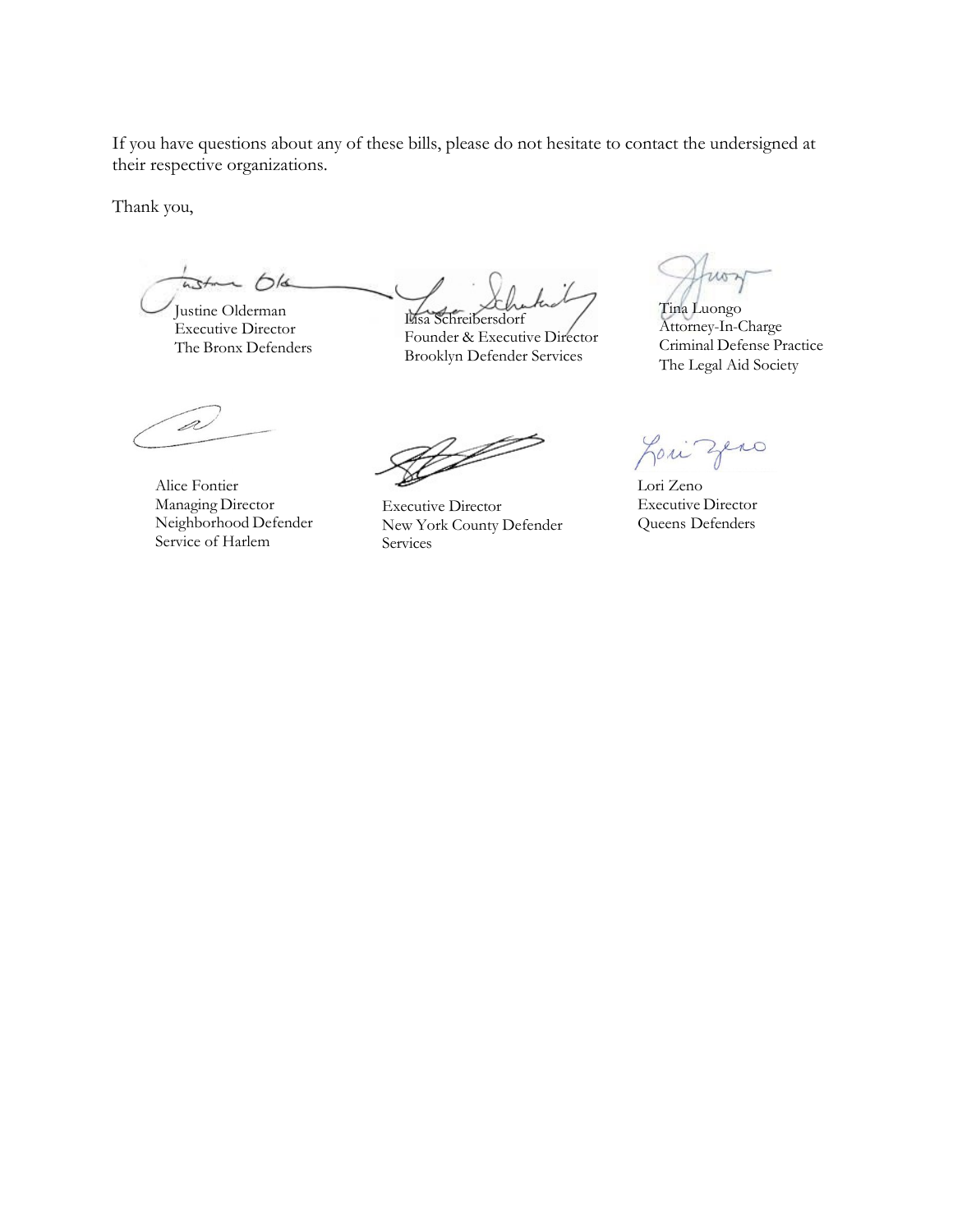If you have questions about any of these bills, please do not hesitate to contact the undersigned at their respective organizations.

Thank you,

Justine Olderman
Executive Director
The Bronx Defenders

Lisa Schreibersdorf
Founder & Executive Director
Brooklyn Defender Services

Tina Luongo
Attorney-In-Charge
Criminal Defense Practice
The Legal Aid Society

Alice Fontier
Managing Director
Neighborhood Defender
Service of Harlem

Executive Director
New York County Defender
Services

Lori Zeno
Executive Director
Queens Defenders